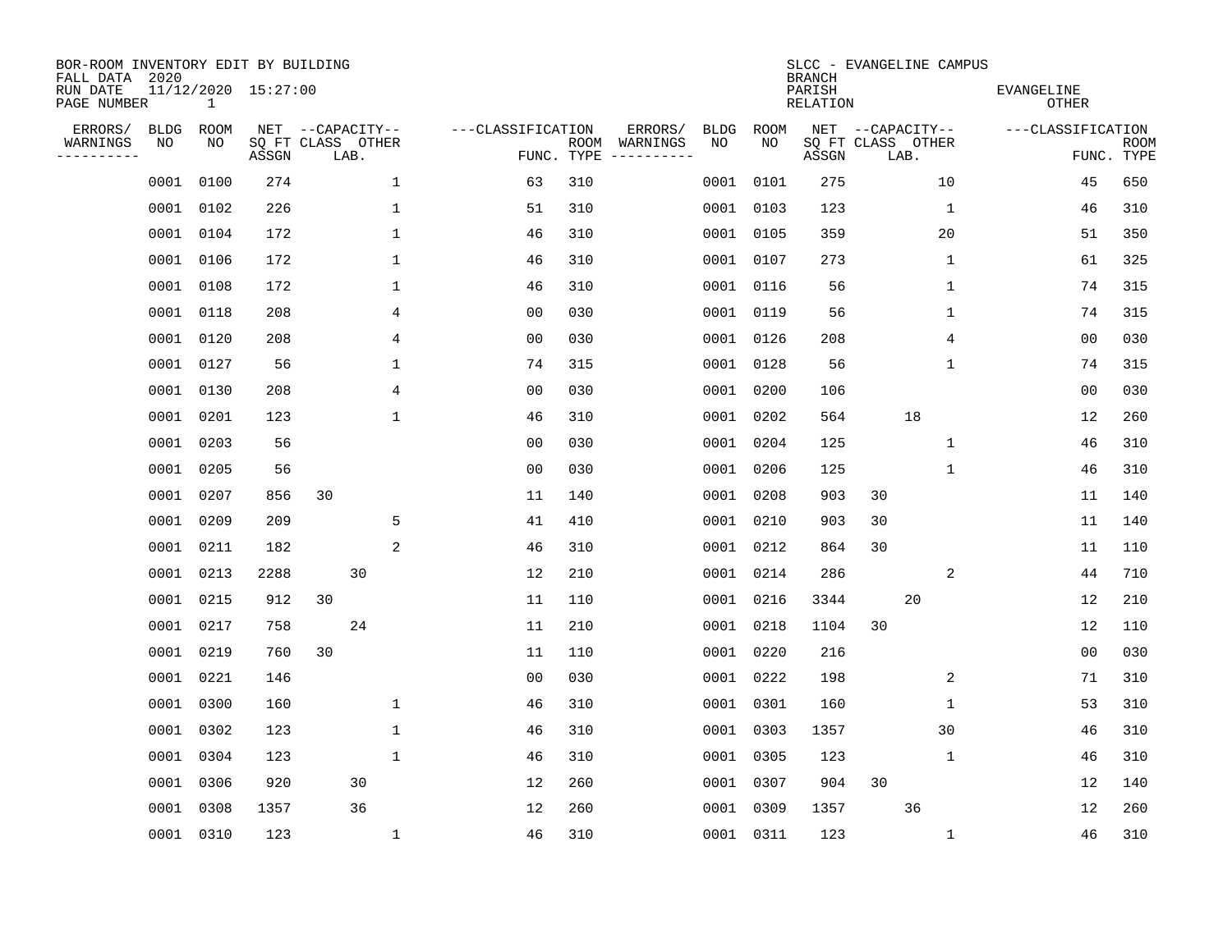BOR-ROOM INVENTORY EDIT BY BUILDING
FALL DATA 2020
RUN DATE 11/12/2020 15:27:00
PAGE NUMBER 1

SLCC - EVANGELINE CAMPUS
BRANCH
PARISH EVANGELINE
RELATION OTHER

| ERRORS/ WARNINGS | BLDG NO | ROOM NO | NET SQ FT ASSGN | CAPACITY CLASS | CAPACITY LAB. | CAPACITY OTHER | CLASSIFICATION FUNC. | ROOM TYPE | ERRORS/ WARNINGS | BLDG NO | ROOM NO | NET SQ FT ASSGN | CAPACITY CLASS | CAPACITY LAB. | CAPACITY OTHER | CLASSIFICATION FUNC. | ROOM TYPE |
|---|---|---|---|---|---|---|---|---|---|---|---|---|---|---|---|---|---|
| | 0001 | 0100 | 274 | | | 1 | 63 | 310 | | 0001 | 0101 | 275 | | | 10 | 45 | 650 |
| | 0001 | 0102 | 226 | | | 1 | 51 | 310 | | 0001 | 0103 | 123 | | | 1 | 46 | 310 |
| | 0001 | 0104 | 172 | | | 1 | 46 | 310 | | 0001 | 0105 | 359 | | | 20 | 51 | 350 |
| | 0001 | 0106 | 172 | | | 1 | 46 | 310 | | 0001 | 0107 | 273 | | | 1 | 61 | 325 |
| | 0001 | 0108 | 172 | | | 1 | 46 | 310 | | 0001 | 0116 | 56 | | | 1 | 74 | 315 |
| | 0001 | 0118 | 208 | | | 4 | 00 | 030 | | 0001 | 0119 | 56 | | | 1 | 74 | 315 |
| | 0001 | 0120 | 208 | | | 4 | 00 | 030 | | 0001 | 0126 | 208 | | | 4 | 00 | 030 |
| | 0001 | 0127 | 56 | | | 1 | 74 | 315 | | 0001 | 0128 | 56 | | | 1 | 74 | 315 |
| | 0001 | 0130 | 208 | | | 4 | 00 | 030 | | 0001 | 0200 | 106 | | | | 00 | 030 |
| | 0001 | 0201 | 123 | | | 1 | 46 | 310 | | 0001 | 0202 | 564 | | 18 | | 12 | 260 |
| | 0001 | 0203 | 56 | | | | 00 | 030 | | 0001 | 0204 | 125 | | | 1 | 46 | 310 |
| | 0001 | 0205 | 56 | | | | 00 | 030 | | 0001 | 0206 | 125 | | | 1 | 46 | 310 |
| | 0001 | 0207 | 856 | 30 | | | 11 | 140 | | 0001 | 0208 | 903 | 30 | | | 11 | 140 |
| | 0001 | 0209 | 209 | | | 5 | 41 | 410 | | 0001 | 0210 | 903 | 30 | | | 11 | 140 |
| | 0001 | 0211 | 182 | | | 2 | 46 | 310 | | 0001 | 0212 | 864 | 30 | | | 11 | 110 |
| | 0001 | 0213 | 2288 | | 30 | | 12 | 210 | | 0001 | 0214 | 286 | | | 2 | 44 | 710 |
| | 0001 | 0215 | 912 | 30 | | | 11 | 110 | | 0001 | 0216 | 3344 | | 20 | | 12 | 210 |
| | 0001 | 0217 | 758 | | 24 | | 11 | 210 | | 0001 | 0218 | 1104 | 30 | | | 12 | 110 |
| | 0001 | 0219 | 760 | 30 | | | 11 | 110 | | 0001 | 0220 | 216 | | | | 00 | 030 |
| | 0001 | 0221 | 146 | | | | 00 | 030 | | 0001 | 0222 | 198 | | | 2 | 71 | 310 |
| | 0001 | 0300 | 160 | | | 1 | 46 | 310 | | 0001 | 0301 | 160 | | | 1 | 53 | 310 |
| | 0001 | 0302 | 123 | | | 1 | 46 | 310 | | 0001 | 0303 | 1357 | | | 30 | 46 | 310 |
| | 0001 | 0304 | 123 | | | 1 | 46 | 310 | | 0001 | 0305 | 123 | | | 1 | 46 | 310 |
| | 0001 | 0306 | 920 | | 30 | | 12 | 260 | | 0001 | 0307 | 904 | 30 | | | 12 | 140 |
| | 0001 | 0308 | 1357 | | 36 | | 12 | 260 | | 0001 | 0309 | 1357 | | 36 | | 12 | 260 |
| | 0001 | 0310 | 123 | | | 1 | 46 | 310 | | 0001 | 0311 | 123 | | | 1 | 46 | 310 |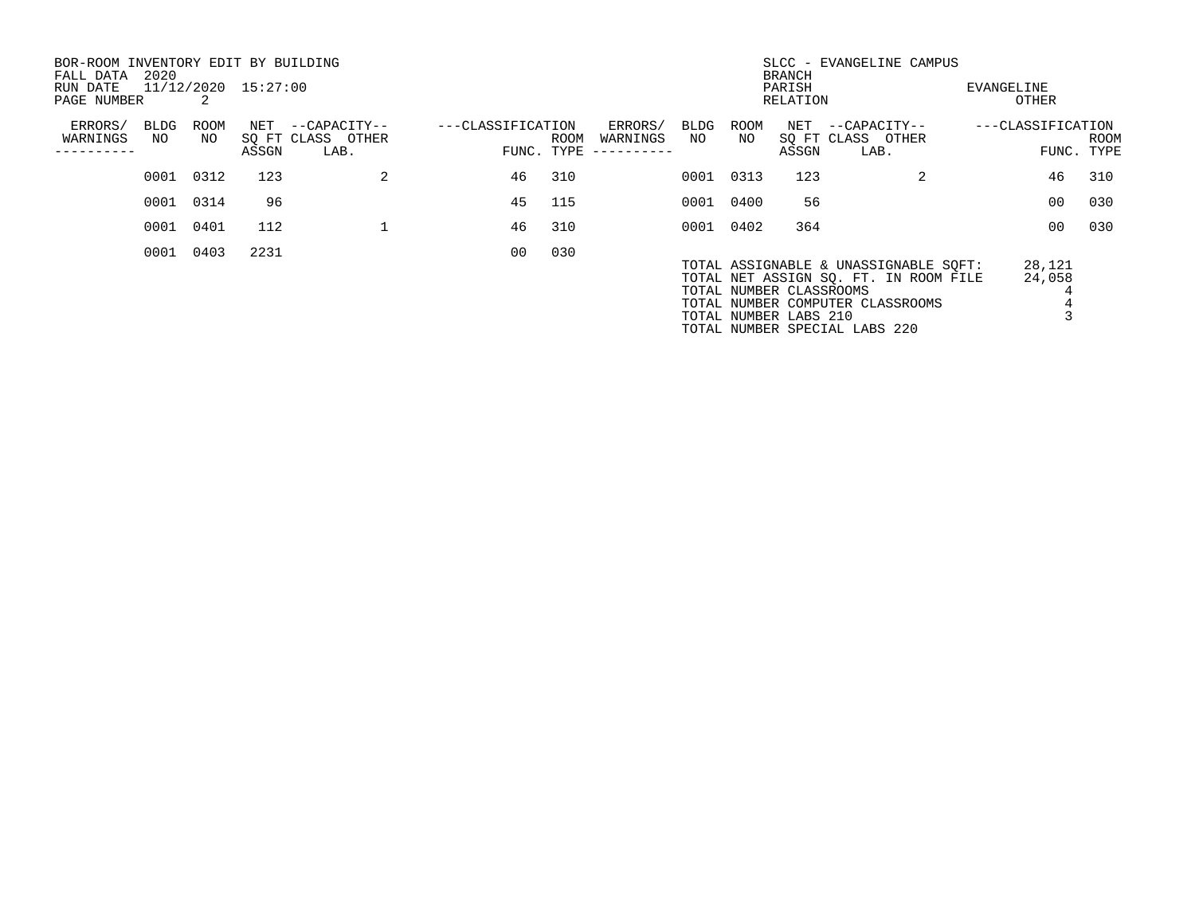BOR-ROOM INVENTORY EDIT BY BUILDING
FALL DATA 2020
RUN DATE 11/12/2020 15:27:00
PAGE NUMBER 2

SLCC - EVANGELINE CAMPUS
BRANCH
PARISH EVANGELINE
RELATION OTHER

| ERRORS/ WARNINGS | BLDG NO | ROOM NO | NET SQ FT ASSGN | CAPACITY CLASS | CAPACITY OTHER LAB. | CLASSIFICATION FUNC. | ROOM TYPE | ERRORS/ WARNINGS | BLDG NO | ROOM NO | NET SQ FT ASSGN | CAPACITY CLASS | CAPACITY OTHER LAB. | CLASSIFICATION FUNC. | ROOM TYPE |
|---|---|---|---|---|---|---|---|---|---|---|---|---|---|---|---|
| | 0001 | 0312 | 123 | | 2 | 46 | 310 | | 0001 | 0313 | 123 | | 2 | 46 | 310 |
| | 0001 | 0314 | 96 | | | 45 | 115 | | 0001 | 0400 | 56 | | | 00 | 030 |
| | 0001 | 0401 | 112 | | 1 | 46 | 310 | | 0001 | 0402 | 364 | | | 00 | 030 |
| | 0001 | 0403 | 2231 | | | 00 | 030 | | | | | | | | |

TOTAL ASSIGNABLE & UNASSIGNABLE SQFT: 28,121
TOTAL NET ASSIGN SQ. FT. IN ROOM FILE 24,058
TOTAL NUMBER CLASSROOMS 4
TOTAL NUMBER COMPUTER CLASSROOMS 4
TOTAL NUMBER LABS 210 3
TOTAL NUMBER SPECIAL LABS 220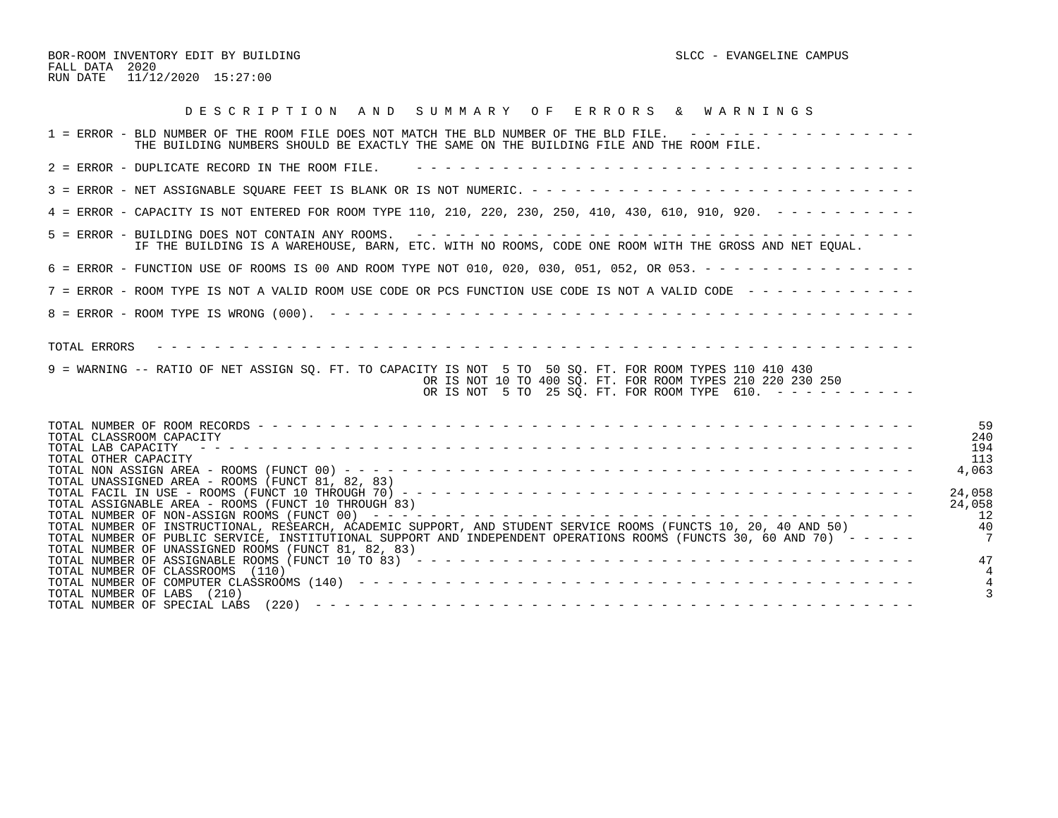BOR-ROOM INVENTORY EDIT BY BUILDING
FALL DATA 2020
RUN DATE 11/12/2020 15:27:00

SLCC - EVANGELINE CAMPUS

## D E S C R I P T I O N   A N D   S U M M A R Y   O F   E R R O R S   &   W A R N I N G S

1 = ERROR - BLD NUMBER OF THE ROOM FILE DOES NOT MATCH THE BLD NUMBER OF THE BLD FILE.
THE BUILDING NUMBERS SHOULD BE EXACTLY THE SAME ON THE BUILDING FILE AND THE ROOM FILE.

2 = ERROR - DUPLICATE RECORD IN THE ROOM FILE.

3 = ERROR - NET ASSIGNABLE SQUARE FEET IS BLANK OR IS NOT NUMERIC.

4 = ERROR - CAPACITY IS NOT ENTERED FOR ROOM TYPE 110, 210, 220, 230, 250, 410, 430, 610, 910, 920.

5 = ERROR - BUILDING DOES NOT CONTAIN ANY ROOMS.
IF THE BUILDING IS A WAREHOUSE, BARN, ETC. WITH NO ROOMS, CODE ONE ROOM WITH THE GROSS AND NET EQUAL.

6 = ERROR - FUNCTION USE OF ROOMS IS 00 AND ROOM TYPE NOT 010, 020, 030, 051, 052, OR 053.

7 = ERROR - ROOM TYPE IS NOT A VALID ROOM USE CODE OR PCS FUNCTION USE CODE IS NOT A VALID CODE

8 = ERROR - ROOM TYPE IS WRONG (000).

TOTAL ERRORS

9 = WARNING -- RATIO OF NET ASSIGN SQ. FT. TO CAPACITY IS NOT 5 TO 50 SQ. FT. FOR ROOM TYPES 110 410 430
OR IS NOT 10 TO 400 SQ. FT. FOR ROOM TYPES 210 220 230 250
OR IS NOT 5 TO 25 SQ. FT. FOR ROOM TYPE 610.

| | |
|---|---|
| TOTAL NUMBER OF ROOM RECORDS | 59 |
| TOTAL CLASSROOM CAPACITY | 240 |
| TOTAL LAB CAPACITY | 194 |
| TOTAL OTHER CAPACITY | 113 |
| TOTAL NON ASSIGN AREA - ROOMS (FUNCT 00) | 4,063 |
| TOTAL UNASSIGNED AREA - ROOMS (FUNCT 81, 82, 83) | |
| TOTAL FACIL IN USE - ROOMS (FUNCT 10 THROUGH 70) | 24,058 |
| TOTAL ASSIGNABLE AREA - ROOMS (FUNCT 10 THROUGH 83) | 24,058 |
| TOTAL NUMBER OF NON-ASSIGN ROOMS (FUNCT 00) | 12 |
| TOTAL NUMBER OF INSTRUCTIONAL, RESEARCH, ACADEMIC SUPPORT, AND STUDENT SERVICE ROOMS (FUNCTS 10, 20, 40 AND 50) | 40 |
| TOTAL NUMBER OF PUBLIC SERVICE, INSTITUTIONAL SUPPORT AND INDEPENDENT OPERATIONS ROOMS (FUNCTS 30, 60 AND 70) | 7 |
| TOTAL NUMBER OF UNASSIGNED ROOMS (FUNCT 81, 82, 83) | |
| TOTAL NUMBER OF ASSIGNABLE ROOMS (FUNCT 10 TO 83) | 47 |
| TOTAL NUMBER OF CLASSROOMS (110) | 4 |
| TOTAL NUMBER OF COMPUTER CLASSROOMS (140) | 4 |
| TOTAL NUMBER OF LABS (210) | 3 |
| TOTAL NUMBER OF SPECIAL LABS (220) | |